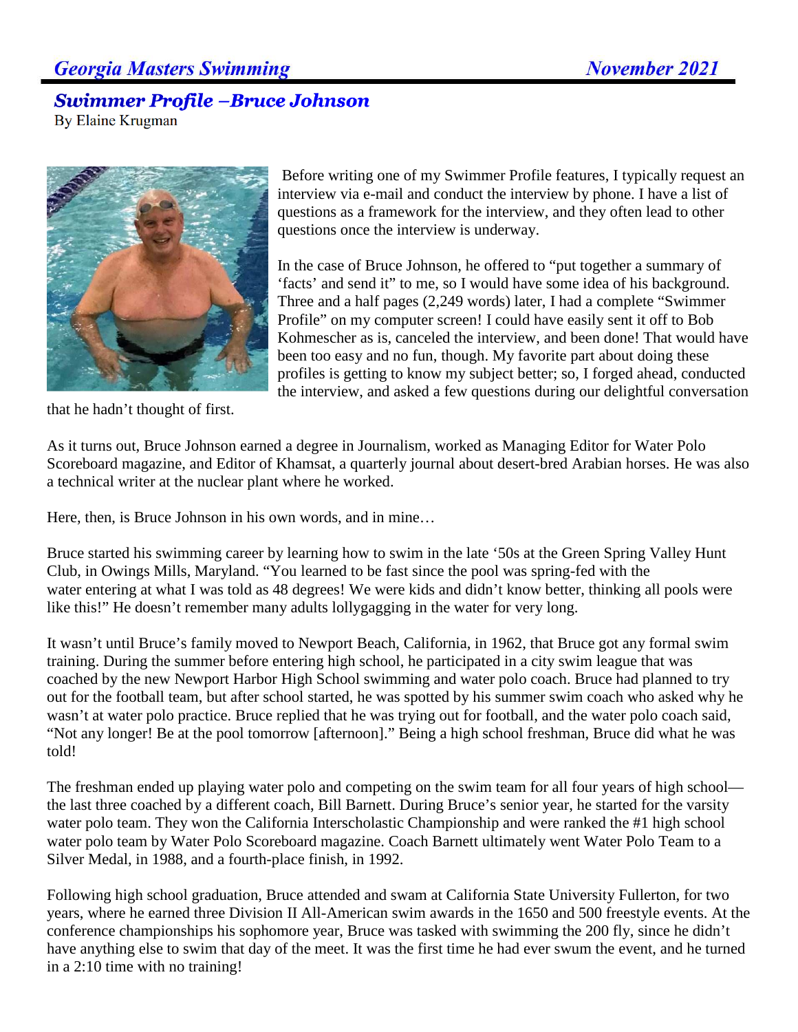Georgia Masters Swimming November 2021

## *Swimmer Profile –Bruce Johnson*

By Elaine Krugman

Before writing one of my Swimmer Profile features, I typically request an interview via e-mail and conduct the interview by phone. I have a list of questions as a framework for the interview, and they often lead to other questions once the interview is underway.

In the case of Bruce Johnson, he offered to "put together a summary of 'facts' and send it" to me, so I would have some idea of his background. Three and a half pages (2,249 words) later, I had a complete "Swimmer Profile" on my computer screen! I could have easily sent it off to Bob Kohmescher as is, canceled the interview, and been done! That would have been too easy and no fun, though. My favorite part about doing these profiles is getting to know my subject better; so, I forged ahead, conducted the interview, and asked a few questions during our delightful conversation that he hadn't thought of first.

As it turns out, Bruce Johnson earned a degree in Journalism, worked as Managing Editor for Water Polo Scoreboard magazine, and Editor of Khamsat, a quarterly journal about desert-bred Arabian horses. He was also a technical writer at the nuclear plant where he worked.

Here, then, is Bruce Johnson in his own words, and in mine…

Bruce started his swimming career by learning how to swim in the late '50s at the Green Spring Valley Hunt Club, in Owings Mills, Maryland. "You learned to be fast since the pool was spring-fed with the water entering at what I was told as 48 degrees! We were kids and didn't know better, thinking all pools were like this!" He doesn't remember many adults lollygagging in the water for very long.

It wasn't until Bruce's family moved to Newport Beach, California, in 1962, that Bruce got any formal swim training. During the summer before entering high school, he participated in a city swim league that was coached by the new Newport Harbor High School swimming and water polo coach. Bruce had planned to try out for the football team, but after school started, he was spotted by his summer swim coach who asked why he wasn't at water polo practice. Bruce replied that he was trying out for football, and the water polo coach said, "Not any longer! Be at the pool tomorrow [afternoon]." Being a high school freshman, Bruce did what he was told!

The freshman ended up playing water polo and competing on the swim team for all four years of high school—the last three coached by a different coach, Bill Barnett. During Bruce's senior year, he started for the varsity water polo team. They won the California Interscholastic Championship and were ranked the #1 high school water polo team by Water Polo Scoreboard magazine. Coach Barnett ultimately went Water Polo Team to a Silver Medal, in 1988, and a fourth-place finish, in 1992.

Following high school graduation, Bruce attended and swam at California State University Fullerton, for two years, where he earned three Division II All-American swim awards in the 1650 and 500 freestyle events. At the conference championships his sophomore year, Bruce was tasked with swimming the 200 fly, since he didn't have anything else to swim that day of the meet. It was the first time he had ever swum the event, and he turned in a 2:10 time with no training!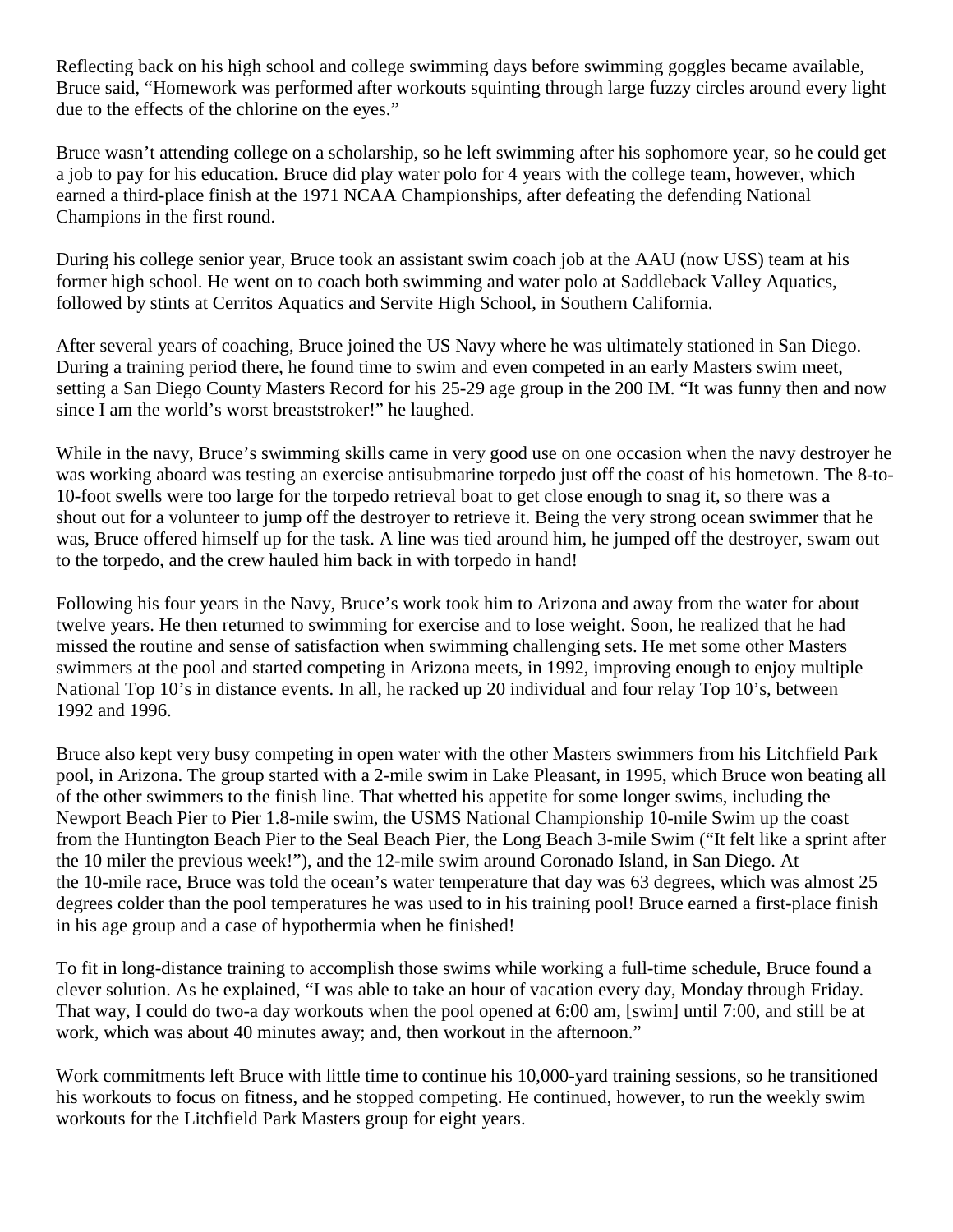Reflecting back on his high school and college swimming days before swimming goggles became available, Bruce said, "Homework was performed after workouts squinting through large fuzzy circles around every light due to the effects of the chlorine on the eyes."

Bruce wasn't attending college on a scholarship, so he left swimming after his sophomore year, so he could get a job to pay for his education. Bruce did play water polo for 4 years with the college team, however, which earned a third-place finish at the 1971 NCAA Championships, after defeating the defending National Champions in the first round.

During his college senior year, Bruce took an assistant swim coach job at the AAU (now USS) team at his former high school. He went on to coach both swimming and water polo at Saddleback Valley Aquatics, followed by stints at Cerritos Aquatics and Servite High School, in Southern California.

After several years of coaching, Bruce joined the US Navy where he was ultimately stationed in San Diego. During a training period there, he found time to swim and even competed in an early Masters swim meet, setting a San Diego County Masters Record for his 25-29 age group in the 200 IM. "It was funny then and now since I am the world's worst breaststroker!" he laughed.

While in the navy, Bruce's swimming skills came in very good use on one occasion when the navy destroyer he was working aboard was testing an exercise antisubmarine torpedo just off the coast of his hometown. The 8-to-10-foot swells were too large for the torpedo retrieval boat to get close enough to snag it, so there was a shout out for a volunteer to jump off the destroyer to retrieve it. Being the very strong ocean swimmer that he was, Bruce offered himself up for the task. A line was tied around him, he jumped off the destroyer, swam out to the torpedo, and the crew hauled him back in with torpedo in hand!

Following his four years in the Navy, Bruce's work took him to Arizona and away from the water for about twelve years. He then returned to swimming for exercise and to lose weight. Soon, he realized that he had missed the routine and sense of satisfaction when swimming challenging sets. He met some other Masters swimmers at the pool and started competing in Arizona meets, in 1992, improving enough to enjoy multiple National Top 10's in distance events. In all, he racked up 20 individual and four relay Top 10's, between 1992 and 1996.

Bruce also kept very busy competing in open water with the other Masters swimmers from his Litchfield Park pool, in Arizona. The group started with a 2-mile swim in Lake Pleasant, in 1995, which Bruce won beating all of the other swimmers to the finish line. That whetted his appetite for some longer swims, including the Newport Beach Pier to Pier 1.8-mile swim, the USMS National Championship 10-mile Swim up the coast from the Huntington Beach Pier to the Seal Beach Pier, the Long Beach 3-mile Swim ("It felt like a sprint after the 10 miler the previous week!"), and the 12-mile swim around Coronado Island, in San Diego. At the 10-mile race, Bruce was told the ocean's water temperature that day was 63 degrees, which was almost 25 degrees colder than the pool temperatures he was used to in his training pool! Bruce earned a first-place finish in his age group and a case of hypothermia when he finished!

To fit in long-distance training to accomplish those swims while working a full-time schedule, Bruce found a clever solution. As he explained, "I was able to take an hour of vacation every day, Monday through Friday. That way, I could do two-a day workouts when the pool opened at 6:00 am, [swim] until 7:00, and still be at work, which was about 40 minutes away; and, then workout in the afternoon."

Work commitments left Bruce with little time to continue his 10,000-yard training sessions, so he transitioned his workouts to focus on fitness, and he stopped competing. He continued, however, to run the weekly swim workouts for the Litchfield Park Masters group for eight years.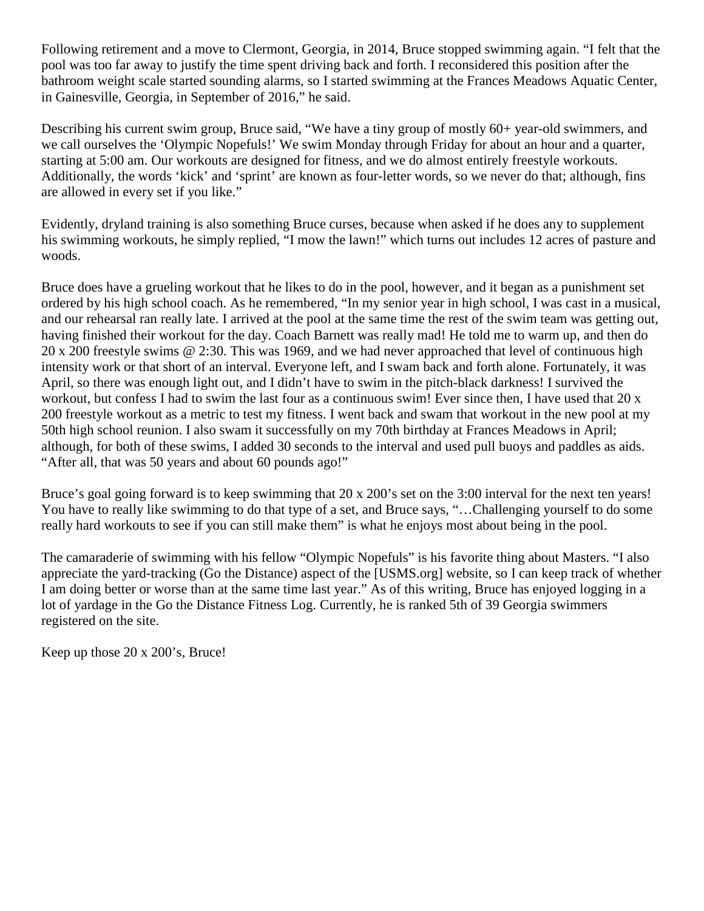Following retirement and a move to Clermont, Georgia, in 2014, Bruce stopped swimming again. "I felt that the pool was too far away to justify the time spent driving back and forth. I reconsidered this position after the bathroom weight scale started sounding alarms, so I started swimming at the Frances Meadows Aquatic Center, in Gainesville, Georgia, in September of 2016," he said.

Describing his current swim group, Bruce said, "We have a tiny group of mostly 60+ year-old swimmers, and we call ourselves the 'Olympic Nopefuls!' We swim Monday through Friday for about an hour and a quarter, starting at 5:00 am. Our workouts are designed for fitness, and we do almost entirely freestyle workouts. Additionally, the words 'kick' and 'sprint' are known as four-letter words, so we never do that; although, fins are allowed in every set if you like."

Evidently, dryland training is also something Bruce curses, because when asked if he does any to supplement his swimming workouts, he simply replied, "I mow the lawn!" which turns out includes 12 acres of pasture and woods.

Bruce does have a grueling workout that he likes to do in the pool, however, and it began as a punishment set ordered by his high school coach. As he remembered, "In my senior year in high school, I was cast in a musical, and our rehearsal ran really late. I arrived at the pool at the same time the rest of the swim team was getting out, having finished their workout for the day. Coach Barnett was really mad! He told me to warm up, and then do 20 x 200 freestyle swims @ 2:30. This was 1969, and we had never approached that level of continuous high intensity work or that short of an interval. Everyone left, and I swam back and forth alone. Fortunately, it was April, so there was enough light out, and I didn't have to swim in the pitch-black darkness! I survived the workout, but confess I had to swim the last four as a continuous swim! Ever since then, I have used that 20 x 200 freestyle workout as a metric to test my fitness. I went back and swam that workout in the new pool at my 50th high school reunion. I also swam it successfully on my 70th birthday at Frances Meadows in April; although, for both of these swims, I added 30 seconds to the interval and used pull buoys and paddles as aids. "After all, that was 50 years and about 60 pounds ago!"

Bruce's goal going forward is to keep swimming that 20 x 200's set on the 3:00 interval for the next ten years! You have to really like swimming to do that type of a set, and Bruce says, "…Challenging yourself to do some really hard workouts to see if you can still make them" is what he enjoys most about being in the pool.

The camaraderie of swimming with his fellow "Olympic Nopefuls" is his favorite thing about Masters. "I also appreciate the yard-tracking (Go the Distance) aspect of the [USMS.org] website, so I can keep track of whether I am doing better or worse than at the same time last year." As of this writing, Bruce has enjoyed logging in a lot of yardage in the Go the Distance Fitness Log. Currently, he is ranked 5th of 39 Georgia swimmers registered on the site.

Keep up those 20 x 200's, Bruce!